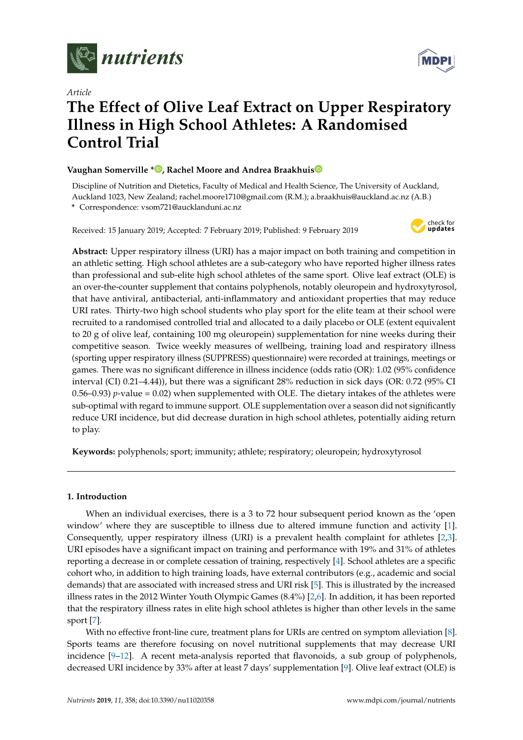*Article*

# The Effect of Olive Leaf Extract on Upper Respiratory Illness in High School Athletes: A Randomised Control Trial

**Vaughan Somerville *, Rachel Moore and Andrea Braakhuis**

Discipline of Nutrition and Dietetics, Faculty of Medical and Health Science, The University of Auckland, Auckland 1023, New Zealand; rachel.moore1710@gmail.com (R.M.); a.braakhuis@auckland.ac.nz (A.B.)

\* Correspondence: vsom721@aucklanduni.ac.nz

Received: 15 January 2019; Accepted: 7 February 2019; Published: 9 February 2019

**Abstract:** Upper respiratory illness (URI) has a major impact on both training and competition in an athletic setting. High school athletes are a sub-category who have reported higher illness rates than professional and sub-elite high school athletes of the same sport. Olive leaf extract (OLE) is an over-the-counter supplement that contains polyphenols, notably oleuropein and hydroxytyrosol, that have antiviral, antibacterial, anti-inflammatory and antioxidant properties that may reduce URI rates. Thirty-two high school students who play sport for the elite team at their school were recruited to a randomised controlled trial and allocated to a daily placebo or OLE (extent equivalent to 20 g of olive leaf, containing 100 mg oleuropein) supplementation for nine weeks during their competitive season. Twice weekly measures of wellbeing, training load and respiratory illness (sporting upper respiratory illness (SUPPRESS) questionnaire) were recorded at trainings, meetings or games. There was no significant difference in illness incidence (odds ratio (OR): 1.02 (95% confidence interval (CI) 0.21–4.44)), but there was a significant 28% reduction in sick days (OR: 0.72 (95% CI 0.56–0.93) $p$-value = 0.02) when supplemented with OLE. The dietary intakes of the athletes were sub-optimal with regard to immune support. OLE supplementation over a season did not significantly reduce URI incidence, but did decrease duration in high school athletes, potentially aiding return to play.

**Keywords:** polyphenols; sport; immunity; athlete; respiratory; oleuropein; hydroxytyrosol

## 1. Introduction

When an individual exercises, there is a 3 to 72 hour subsequent period known as the 'open window' where they are susceptible to illness due to altered immune function and activity [1]. Consequently, upper respiratory illness (URI) is a prevalent health complaint for athletes [2,3]. URI episodes have a significant impact on training and performance with 19% and 31% of athletes reporting a decrease in or complete cessation of training, respectively [4]. School athletes are a specific cohort who, in addition to high training loads, have external contributors (e.g., academic and social demands) that are associated with increased stress and URI risk [5]. This is illustrated by the increased illness rates in the 2012 Winter Youth Olympic Games (8.4%) [2,6]. In addition, it has been reported that the respiratory illness rates in elite high school athletes is higher than other levels in the same sport [7].

With no effective front-line cure, treatment plans for URIs are centred on symptom alleviation [8]. Sports teams are therefore focusing on novel nutritional supplements that may decrease URI incidence [9–12]. A recent meta-analysis reported that flavonoids, a sub group of polyphenols, decreased URI incidence by 33% after at least 7 days' supplementation [9]. Olive leaf extract (OLE) is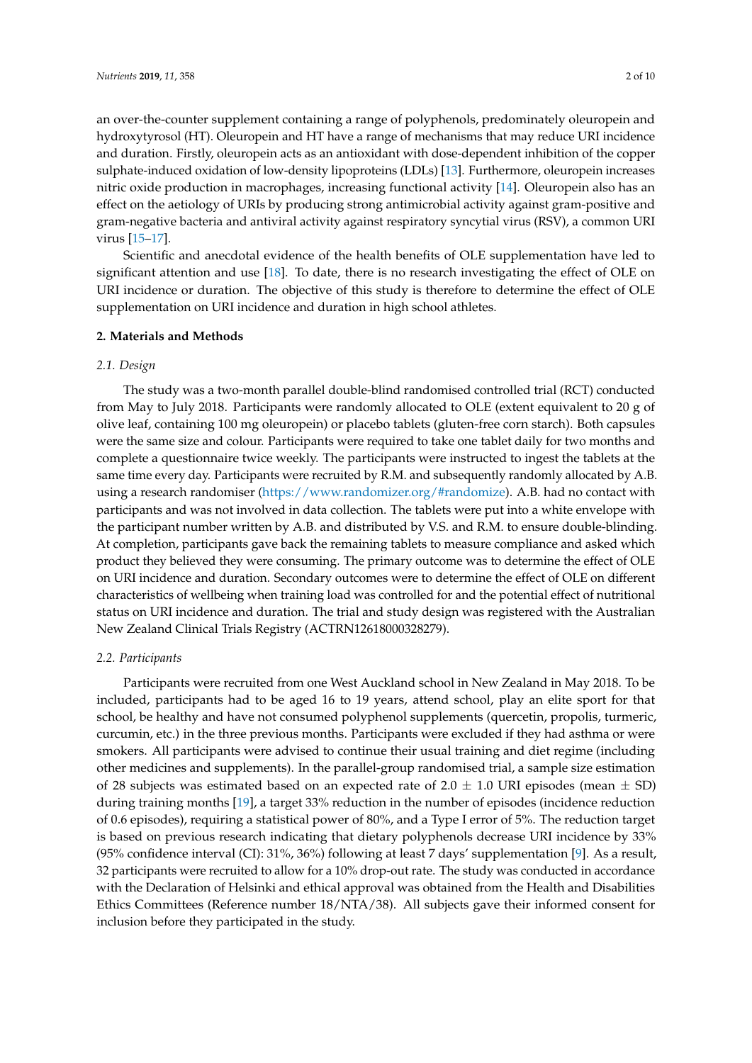an over-the-counter supplement containing a range of polyphenols, predominately oleuropein and hydroxytyrosol (HT). Oleuropein and HT have a range of mechanisms that may reduce URI incidence and duration. Firstly, oleuropein acts as an antioxidant with dose-dependent inhibition of the copper sulphate-induced oxidation of low-density lipoproteins (LDLs) [13]. Furthermore, oleuropein increases nitric oxide production in macrophages, increasing functional activity [14]. Oleuropein also has an effect on the aetiology of URIs by producing strong antimicrobial activity against gram-positive and gram-negative bacteria and antiviral activity against respiratory syncytial virus (RSV), a common URI virus [15–17].

Scientific and anecdotal evidence of the health benefits of OLE supplementation have led to significant attention and use [18]. To date, there is no research investigating the effect of OLE on URI incidence or duration. The objective of this study is therefore to determine the effect of OLE supplementation on URI incidence and duration in high school athletes.

## 2. Materials and Methods

### *2.1. Design*

The study was a two-month parallel double-blind randomised controlled trial (RCT) conducted from May to July 2018. Participants were randomly allocated to OLE (extent equivalent to 20 g of olive leaf, containing 100 mg oleuropein) or placebo tablets (gluten-free corn starch). Both capsules were the same size and colour. Participants were required to take one tablet daily for two months and complete a questionnaire twice weekly. The participants were instructed to ingest the tablets at the same time every day. Participants were recruited by R.M. and subsequently randomly allocated by A.B. using a research randomiser (https://www.randomizer.org/#randomize). A.B. had no contact with participants and was not involved in data collection. The tablets were put into a white envelope with the participant number written by A.B. and distributed by V.S. and R.M. to ensure double-blinding. At completion, participants gave back the remaining tablets to measure compliance and asked which product they believed they were consuming. The primary outcome was to determine the effect of OLE on URI incidence and duration. Secondary outcomes were to determine the effect of OLE on different characteristics of wellbeing when training load was controlled for and the potential effect of nutritional status on URI incidence and duration. The trial and study design was registered with the Australian New Zealand Clinical Trials Registry (ACTRN12618000328279).

### *2.2. Participants*

Participants were recruited from one West Auckland school in New Zealand in May 2018. To be included, participants had to be aged 16 to 19 years, attend school, play an elite sport for that school, be healthy and have not consumed polyphenol supplements (quercetin, propolis, turmeric, curcumin, etc.) in the three previous months. Participants were excluded if they had asthma or were smokers. All participants were advised to continue their usual training and diet regime (including other medicines and supplements). In the parallel-group randomised trial, a sample size estimation of 28 subjects was estimated based on an expected rate of 2.0 ± 1.0 URI episodes (mean ± SD) during training months [19], a target 33% reduction in the number of episodes (incidence reduction of 0.6 episodes), requiring a statistical power of 80%, and a Type I error of 5%. The reduction target is based on previous research indicating that dietary polyphenols decrease URI incidence by 33% (95% confidence interval (CI): 31%, 36%) following at least 7 days' supplementation [9]. As a result, 32 participants were recruited to allow for a 10% drop-out rate. The study was conducted in accordance with the Declaration of Helsinki and ethical approval was obtained from the Health and Disabilities Ethics Committees (Reference number 18/NTA/38). All subjects gave their informed consent for inclusion before they participated in the study.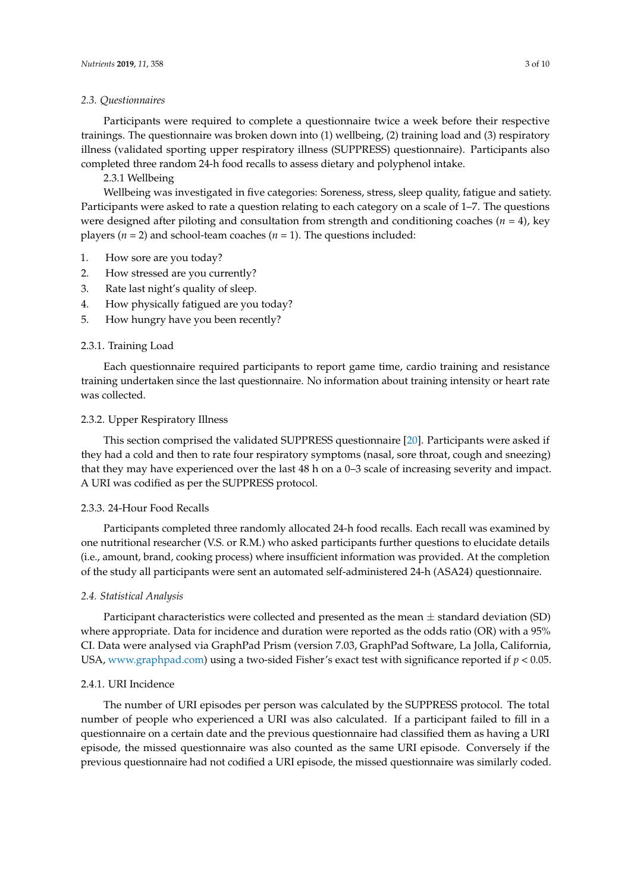### *2.3. Questionnaires*

Participants were required to complete a questionnaire twice a week before their respective trainings. The questionnaire was broken down into (1) wellbeing, (2) training load and (3) respiratory illness (validated sporting upper respiratory illness (SUPPRESS) questionnaire). Participants also completed three random 24-h food recalls to assess dietary and polyphenol intake.

2.3.1 Wellbeing

Wellbeing was investigated in five categories: Soreness, stress, sleep quality, fatigue and satiety. Participants were asked to rate a question relating to each category on a scale of 1–7. The questions were designed after piloting and consultation from strength and conditioning coaches ($n$ = 4), key players ($n$ = 2) and school-team coaches ($n$ = 1). The questions included:

1. How sore are you today?
2. How stressed are you currently?
3. Rate last night's quality of sleep.
4. How physically fatigued are you today?
5. How hungry have you been recently?

#### 2.3.1. Training Load

Each questionnaire required participants to report game time, cardio training and resistance training undertaken since the last questionnaire. No information about training intensity or heart rate was collected.

#### 2.3.2. Upper Respiratory Illness

This section comprised the validated SUPPRESS questionnaire [20]. Participants were asked if they had a cold and then to rate four respiratory symptoms (nasal, sore throat, cough and sneezing) that they may have experienced over the last 48 h on a 0–3 scale of increasing severity and impact. A URI was codified as per the SUPPRESS protocol.

#### 2.3.3. 24-Hour Food Recalls

Participants completed three randomly allocated 24-h food recalls. Each recall was examined by one nutritional researcher (V.S. or R.M.) who asked participants further questions to elucidate details (i.e., amount, brand, cooking process) where insufficient information was provided. At the completion of the study all participants were sent an automated self-administered 24-h (ASA24) questionnaire.

### *2.4. Statistical Analysis*

Participant characteristics were collected and presented as the mean ± standard deviation (SD) where appropriate. Data for incidence and duration were reported as the odds ratio (OR) with a 95% CI. Data were analysed via GraphPad Prism (version 7.03, GraphPad Software, La Jolla, California, USA, www.graphpad.com) using a two-sided Fisher's exact test with significance reported if $p < 0.05$.

#### 2.4.1. URI Incidence

The number of URI episodes per person was calculated by the SUPPRESS protocol. The total number of people who experienced a URI was also calculated. If a participant failed to fill in a questionnaire on a certain date and the previous questionnaire had classified them as having a URI episode, the missed questionnaire was also counted as the same URI episode. Conversely if the previous questionnaire had not codified a URI episode, the missed questionnaire was similarly coded.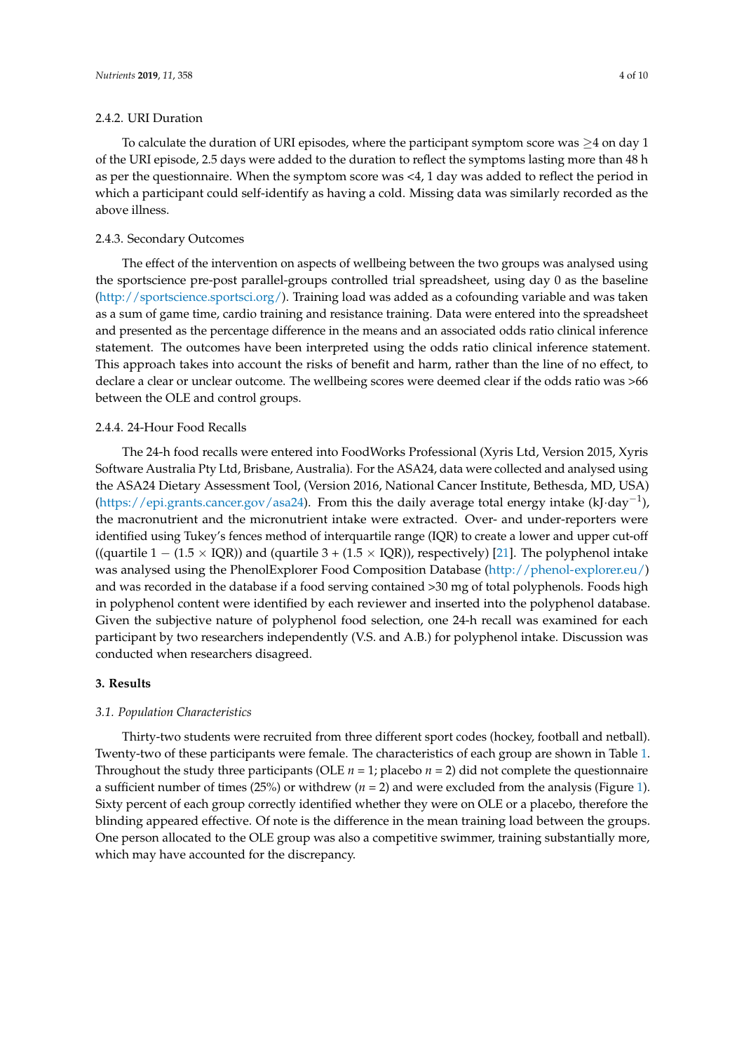#### 2.4.2. URI Duration

To calculate the duration of URI episodes, where the participant symptom score was $\geq$4 on day 1 of the URI episode, 2.5 days were added to the duration to reflect the symptoms lasting more than 48 h as per the questionnaire. When the symptom score was <4, 1 day was added to reflect the period in which a participant could self-identify as having a cold. Missing data was similarly recorded as the above illness.

#### 2.4.3. Secondary Outcomes

The effect of the intervention on aspects of wellbeing between the two groups was analysed using the sportscience pre-post parallel-groups controlled trial spreadsheet, using day 0 as the baseline (http://sportscience.sportsci.org/). Training load was added as a cofounding variable and was taken as a sum of game time, cardio training and resistance training. Data were entered into the spreadsheet and presented as the percentage difference in the means and an associated odds ratio clinical inference statement. The outcomes have been interpreted using the odds ratio clinical inference statement. This approach takes into account the risks of benefit and harm, rather than the line of no effect, to declare a clear or unclear outcome. The wellbeing scores were deemed clear if the odds ratio was >66 between the OLE and control groups.

#### 2.4.4. 24-Hour Food Recalls

The 24-h food recalls were entered into FoodWorks Professional (Xyris Ltd, Version 2015, Xyris Software Australia Pty Ltd, Brisbane, Australia). For the ASA24, data were collected and analysed using the ASA24 Dietary Assessment Tool, (Version 2016, National Cancer Institute, Bethesda, MD, USA) (https://epi.grants.cancer.gov/asa24). From this the daily average total energy intake ($kJ \cdot day^{-1}$), the macronutrient and the micronutrient intake were extracted. Over- and under-reporters were identified using Tukey's fences method of interquartile range (IQR) to create a lower and upper cut-off ((quartile 1 $-$ (1.5 $\times$ IQR)) and (quartile 3 + (1.5 $\times$ IQR)), respectively) [21]. The polyphenol intake was analysed using the PhenolExplorer Food Composition Database (http://phenol-explorer.eu/) and was recorded in the database if a food serving contained >30 mg of total polyphenols. Foods high in polyphenol content were identified by each reviewer and inserted into the polyphenol database. Given the subjective nature of polyphenol food selection, one 24-h recall was examined for each participant by two researchers independently (V.S. and A.B.) for polyphenol intake. Discussion was conducted when researchers disagreed.

## 3. Results

### 3.1. Population Characteristics

Thirty-two students were recruited from three different sport codes (hockey, football and netball). Twenty-two of these participants were female. The characteristics of each group are shown in Table 1. Throughout the study three participants (OLE $n$ = 1; placebo $n$ = 2) did not complete the questionnaire a sufficient number of times (25%) or withdrew ($n$ = 2) and were excluded from the analysis (Figure 1). Sixty percent of each group correctly identified whether they were on OLE or a placebo, therefore the blinding appeared effective. Of note is the difference in the mean training load between the groups. One person allocated to the OLE group was also a competitive swimmer, training substantially more, which may have accounted for the discrepancy.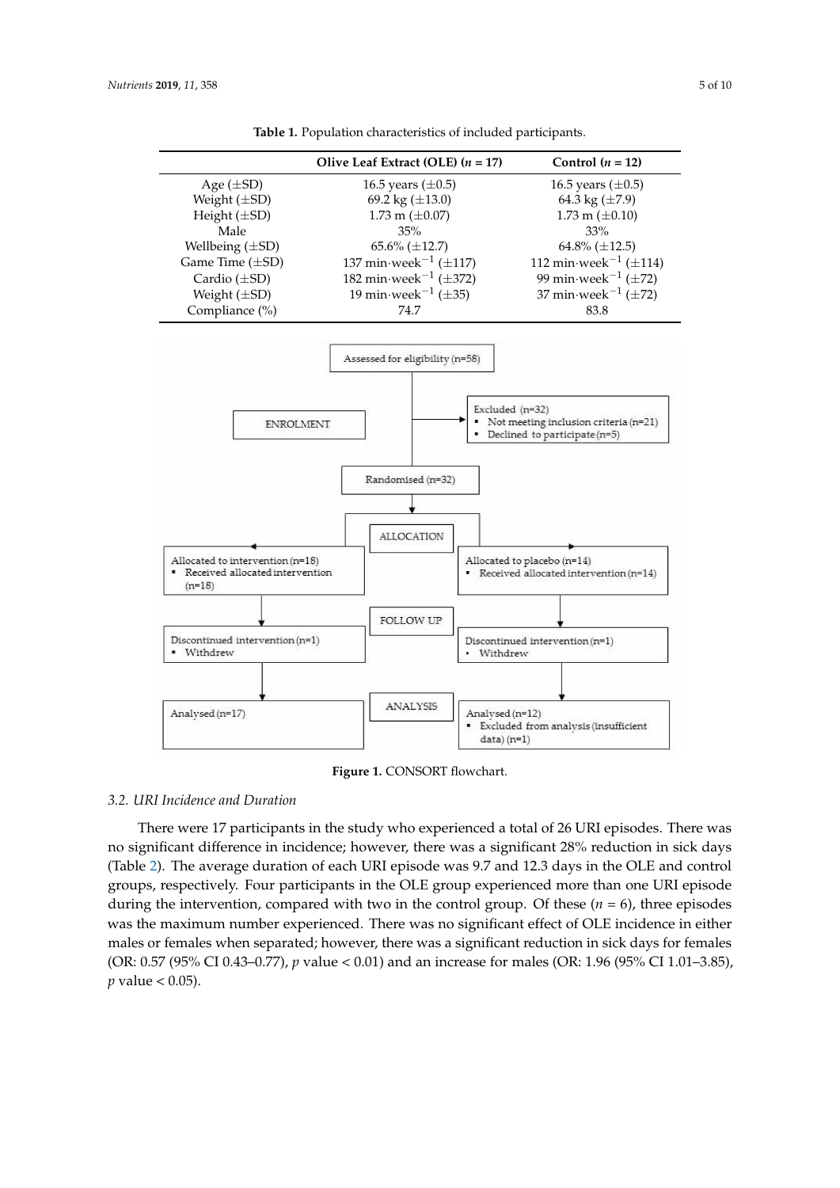**Table 1.** Population characteristics of included participants.

| | Olive Leaf Extract (OLE) ($n$ = 17) | Control ($n$ = 12) |
|---|---|---|
| Age (±SD) | 16.5 years (±0.5) | 16.5 years (±0.5) |
| Weight (±SD) | 69.2 kg (±13.0) | 64.3 kg (±7.9) |
| Height (±SD) | 1.73 m (±0.07) | 1.73 m (±0.10) |
| Male | 35% | 33% |
| Wellbeing (±SD) | 65.6% (±12.7) | 64.8% (±12.5) |
| Game Time (±SD) | 137 min·week$^{-1}$ (±117) | 112 min·week$^{-1}$ (±114) |
| Cardio (±SD) | 182 min·week$^{-1}$ (±372) | 99 min·week$^{-1}$ (±72) |
| Weight (±SD) | 19 min·week$^{-1}$ (±35) | 37 min·week$^{-1}$ (±72) |
| Compliance (%) | 74.7 | 83.8 |

ENROLMENT

Assessed for eligibility (n=58)

Excluded (n=32)
- Not meeting inclusion criteria (n=21)
- Declined to participate (n=5)

Randomised (n=32)

ALLOCATION

Allocated to intervention (n=18)
- Received allocated intervention (n=18)

Allocated to placebo (n=14)
- Received allocated intervention (n=14)

FOLLOW UP

Discontinued intervention (n=1)
- Withdrew

Discontinued intervention (n=1)
- Withdrew

ANALYSIS

Analysed (n=17)

Analysed (n=12)
- Excluded from analysis (insufficient data) (n=1)

**Figure 1.** CONSORT flowchart.

### 3.2. URI Incidence and Duration

There were 17 participants in the study who experienced a total of 26 URI episodes. There was no significant difference in incidence; however, there was a significant 28% reduction in sick days (Table 2). The average duration of each URI episode was 9.7 and 12.3 days in the OLE and control groups, respectively. Four participants in the OLE group experienced more than one URI episode during the intervention, compared with two in the control group. Of these ($n$ = 6), three episodes was the maximum number experienced. There was no significant effect of OLE incidence in either males or females when separated; however, there was a significant reduction in sick days for females (OR: 0.57 (95% CI 0.43–0.77), $p$ value < 0.01) and an increase for males (OR: 1.96 (95% CI 1.01–3.85), $p$ value < 0.05).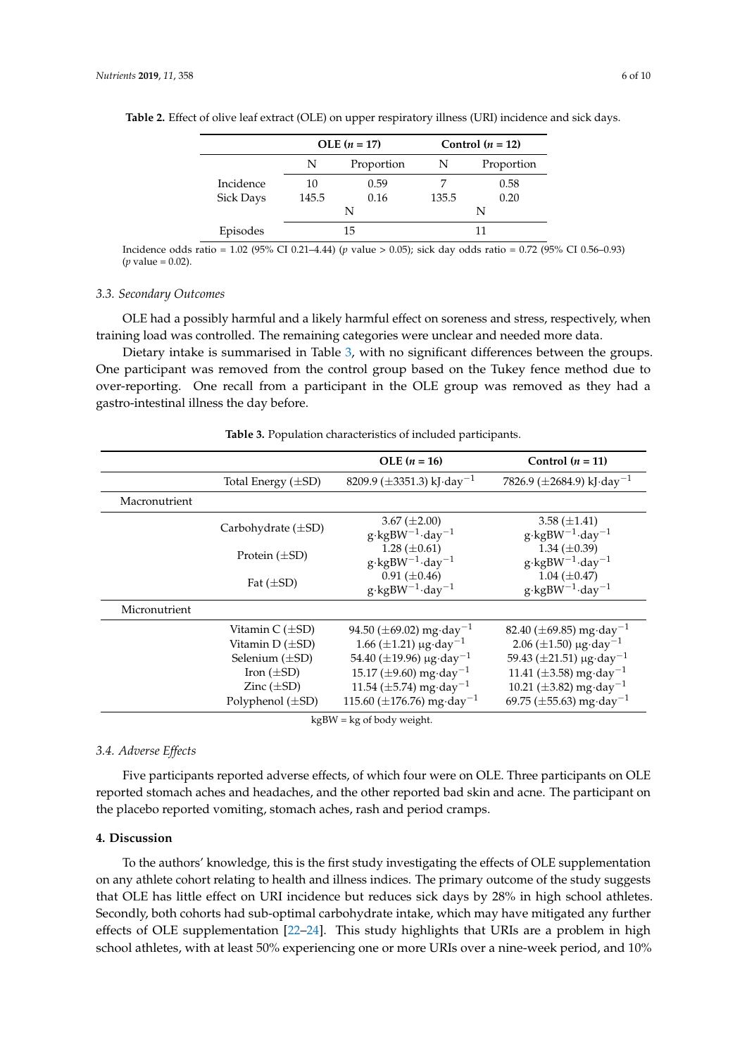**Table 2.** Effect of olive leaf extract (OLE) on upper respiratory illness (URI) incidence and sick days.

| | OLE ($n$ = 17) | | Control ($n$ = 12) | |
|---|---|---|---|---|
| | N | Proportion | N | Proportion |
| Incidence | 10 | 0.59 | 7 | 0.58 |
| Sick Days | 145.5 | 0.16 | 135.5 | 0.20 |
| | N | | N | |
| Episodes | 15 | | 11 | |

Incidence odds ratio = 1.02 (95% CI 0.21–4.44) ($p$ value > 0.05); sick day odds ratio = 0.72 (95% CI 0.56–0.93) ($p$ value = 0.02).

### 3.3. Secondary Outcomes

OLE had a possibly harmful and a likely harmful effect on soreness and stress, respectively, when training load was controlled. The remaining categories were unclear and needed more data.

Dietary intake is summarised in Table 3, with no significant differences between the groups. One participant was removed from the control group based on the Tukey fence method due to over-reporting. One recall from a participant in the OLE group was removed as they had a gastro-intestinal illness the day before.

**Table 3.** Population characteristics of included participants.

| | | OLE ($n$ = 16) | Control ($n$ = 11) |
|---|---|---|---|
| | Total Energy (±SD) | 8209.9 (±3351.3) kJ·day$^{-1}$ | 7826.9 (±2684.9) kJ·day$^{-1}$ |
| Macronutrient | | | |
| | Carbohydrate (±SD) | 3.67 (±2.00) g·kgBW$^{-1}$·day$^{-1}$ | 3.58 (±1.41) g·kgBW$^{-1}$·day$^{-1}$ |
| | Protein (±SD) | 1.28 (±0.61) g·kgBW$^{-1}$·day$^{-1}$ | 1.34 (±0.39) g·kgBW$^{-1}$·day$^{-1}$ |
| | Fat (±SD) | 0.91 (±0.46) g·kgBW$^{-1}$·day$^{-1}$ | 1.04 (±0.47) g·kgBW$^{-1}$·day$^{-1}$ |
| Micronutrient | | | |
| | Vitamin C (±SD) | 94.50 (±69.02) mg·day$^{-1}$ | 82.40 (±69.85) mg·day$^{-1}$ |
| | Vitamin D (±SD) | 1.66 (±1.21) μg·day$^{-1}$ | 2.06 (±1.50) μg·day$^{-1}$ |
| | Selenium (±SD) | 54.40 (±19.96) μg·day$^{-1}$ | 59.43 (±21.51) μg·day$^{-1}$ |
| | Iron (±SD) | 15.17 (±9.60) mg·day$^{-1}$ | 11.41 (±3.58) mg·day$^{-1}$ |
| | Zinc (±SD) | 11.54 (±5.74) mg·day$^{-1}$ | 10.21 (±3.82) mg·day$^{-1}$ |
| | Polyphenol (±SD) | 115.60 (±176.76) mg·day$^{-1}$ | 69.75 (±55.63) mg·day$^{-1}$ |

kgBW = kg of body weight.

### 3.4. Adverse Effects

Five participants reported adverse effects, of which four were on OLE. Three participants on OLE reported stomach aches and headaches, and the other reported bad skin and acne. The participant on the placebo reported vomiting, stomach aches, rash and period cramps.

## 4. Discussion

To the authors' knowledge, this is the first study investigating the effects of OLE supplementation on any athlete cohort relating to health and illness indices. The primary outcome of the study suggests that OLE has little effect on URI incidence but reduces sick days by 28% in high school athletes. Secondly, both cohorts had sub-optimal carbohydrate intake, which may have mitigated any further effects of OLE supplementation [22–24]. This study highlights that URIs are a problem in high school athletes, with at least 50% experiencing one or more URIs over a nine-week period, and 10%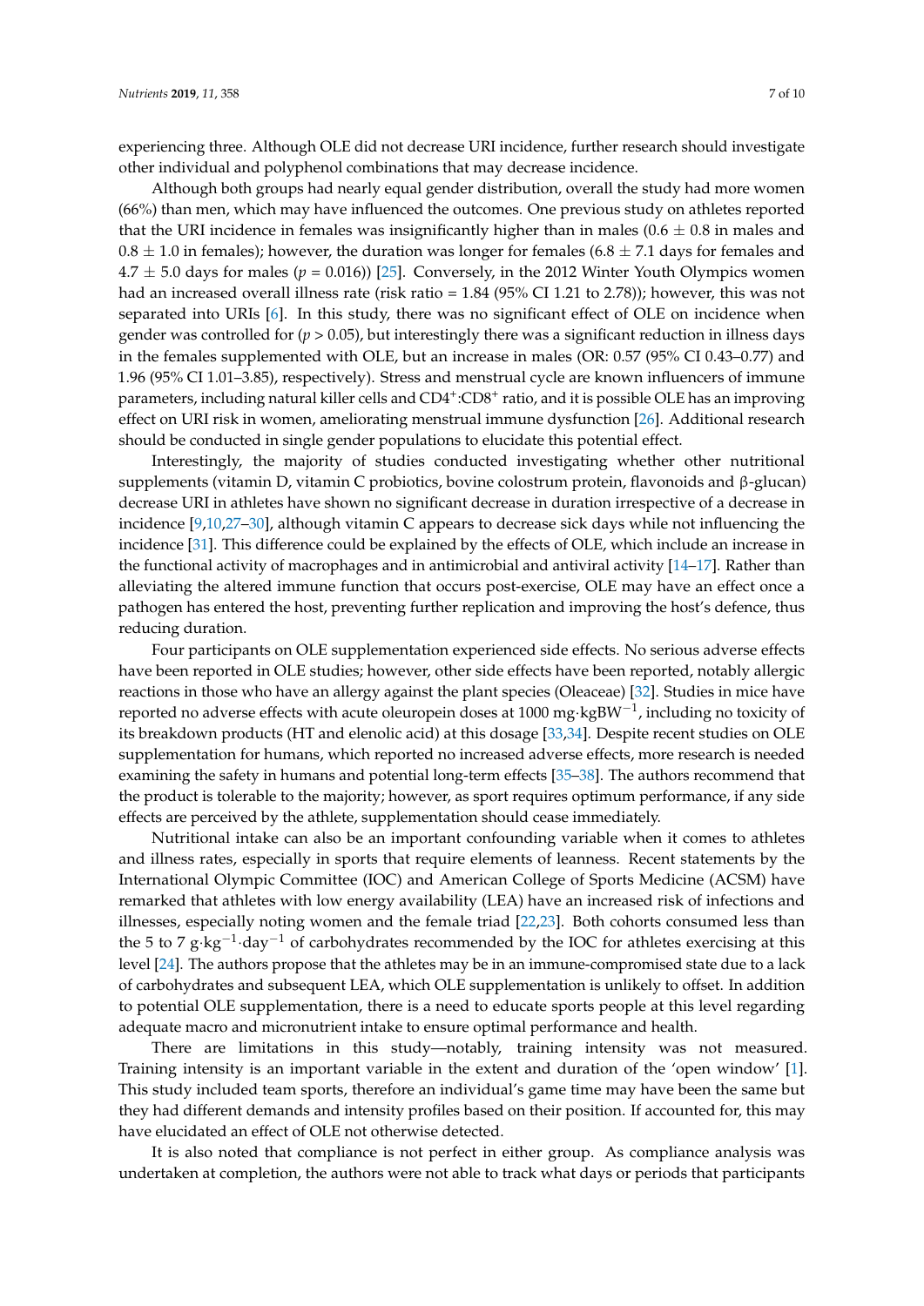experiencing three. Although OLE did not decrease URI incidence, further research should investigate other individual and polyphenol combinations that may decrease incidence.

Although both groups had nearly equal gender distribution, overall the study had more women (66%) than men, which may have influenced the outcomes. One previous study on athletes reported that the URI incidence in females was insignificantly higher than in males ($0.6 \pm 0.8$ in males and $0.8 \pm 1.0$ in females); however, the duration was longer for females ($6.8 \pm 7.1$ days for females and $4.7 \pm 5.0$ days for males ($p = 0.016$)) [25]. Conversely, in the 2012 Winter Youth Olympics women had an increased overall illness rate (risk ratio = 1.84 (95% CI 1.21 to 2.78)); however, this was not separated into URIs [6]. In this study, there was no significant effect of OLE on incidence when gender was controlled for ($p > 0.05$), but interestingly there was a significant reduction in illness days in the females supplemented with OLE, but an increase in males (OR: 0.57 (95% CI 0.43–0.77) and 1.96 (95% CI 1.01–3.85), respectively). Stress and menstrual cycle are known influencers of immune parameters, including natural killer cells and $CD4^{+}$:$CD8^{+}$ ratio, and it is possible OLE has an improving effect on URI risk in women, ameliorating menstrual immune dysfunction [26]. Additional research should be conducted in single gender populations to elucidate this potential effect.

Interestingly, the majority of studies conducted investigating whether other nutritional supplements (vitamin D, vitamin C probiotics, bovine colostrum protein, flavonoids and β-glucan) decrease URI in athletes have shown no significant decrease in duration irrespective of a decrease in incidence [9,10,27–30], although vitamin C appears to decrease sick days while not influencing the incidence [31]. This difference could be explained by the effects of OLE, which include an increase in the functional activity of macrophages and in antimicrobial and antiviral activity [14–17]. Rather than alleviating the altered immune function that occurs post-exercise, OLE may have an effect once a pathogen has entered the host, preventing further replication and improving the host's defence, thus reducing duration.

Four participants on OLE supplementation experienced side effects. No serious adverse effects have been reported in OLE studies; however, other side effects have been reported, notably allergic reactions in those who have an allergy against the plant species (Oleaceae) [32]. Studies in mice have reported no adverse effects with acute oleuropein doses at 1000 $mg \cdot kgBW^{-1}$, including no toxicity of its breakdown products (HT and elenolic acid) at this dosage [33,34]. Despite recent studies on OLE supplementation for humans, which reported no increased adverse effects, more research is needed examining the safety in humans and potential long-term effects [35–38]. The authors recommend that the product is tolerable to the majority; however, as sport requires optimum performance, if any side effects are perceived by the athlete, supplementation should cease immediately.

Nutritional intake can also be an important confounding variable when it comes to athletes and illness rates, especially in sports that require elements of leanness. Recent statements by the International Olympic Committee (IOC) and American College of Sports Medicine (ACSM) have remarked that athletes with low energy availability (LEA) have an increased risk of infections and illnesses, especially noting women and the female triad [22,23]. Both cohorts consumed less than the 5 to 7 $g \cdot kg^{-1} \cdot day^{-1}$ of carbohydrates recommended by the IOC for athletes exercising at this level [24]. The authors propose that the athletes may be in an immune-compromised state due to a lack of carbohydrates and subsequent LEA, which OLE supplementation is unlikely to offset. In addition to potential OLE supplementation, there is a need to educate sports people at this level regarding adequate macro and micronutrient intake to ensure optimal performance and health.

There are limitations in this study—notably, training intensity was not measured. Training intensity is an important variable in the extent and duration of the 'open window' [1]. This study included team sports, therefore an individual's game time may have been the same but they had different demands and intensity profiles based on their position. If accounted for, this may have elucidated an effect of OLE not otherwise detected.

It is also noted that compliance is not perfect in either group. As compliance analysis was undertaken at completion, the authors were not able to track what days or periods that participants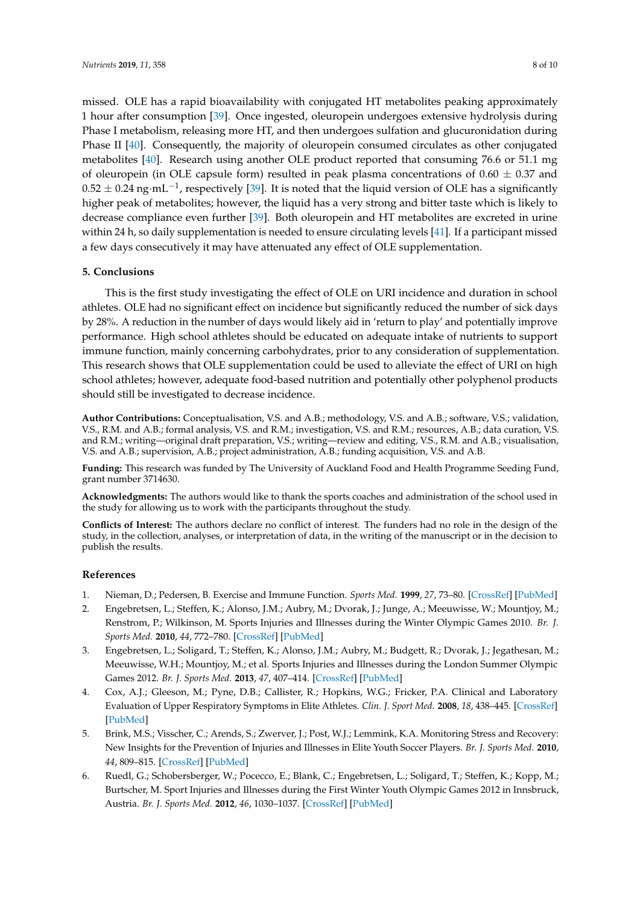missed. OLE has a rapid bioavailability with conjugated HT metabolites peaking approximately 1 hour after consumption [39]. Once ingested, oleuropein undergoes extensive hydrolysis during Phase I metabolism, releasing more HT, and then undergoes sulfation and glucuronidation during Phase II [40]. Consequently, the majority of oleuropein consumed circulates as other conjugated metabolites [40]. Research using another OLE product reported that consuming 76.6 or 51.1 mg of oleuropein (in OLE capsule form) resulted in peak plasma concentrations of $0.60 \pm 0.37$ and $0.52 \pm 0.24$ ng·mL$^{-1}$, respectively [39]. It is noted that the liquid version of OLE has a significantly higher peak of metabolites; however, the liquid has a very strong and bitter taste which is likely to decrease compliance even further [39]. Both oleuropein and HT metabolites are excreted in urine within 24 h, so daily supplementation is needed to ensure circulating levels [41]. If a participant missed a few days consecutively it may have attenuated any effect of OLE supplementation.

## 5. Conclusions

This is the first study investigating the effect of OLE on URI incidence and duration in school athletes. OLE had no significant effect on incidence but significantly reduced the number of sick days by 28%. A reduction in the number of days would likely aid in 'return to play' and potentially improve performance. High school athletes should be educated on adequate intake of nutrients to support immune function, mainly concerning carbohydrates, prior to any consideration of supplementation. This research shows that OLE supplementation could be used to alleviate the effect of URI on high school athletes; however, adequate food-based nutrition and potentially other polyphenol products should still be investigated to decrease incidence.

**Author Contributions:** Conceptualisation, V.S. and A.B.; methodology, V.S. and A.B.; software, V.S.; validation, V.S., R.M. and A.B.; formal analysis, V.S. and R.M.; investigation, V.S. and R.M.; resources, A.B.; data curation, V.S. and R.M.; writing—original draft preparation, V.S.; writing—review and editing, V.S., R.M. and A.B.; visualisation, V.S. and A.B.; supervision, A.B.; project administration, A.B.; funding acquisition, V.S. and A.B.

**Funding:** This research was funded by The University of Auckland Food and Health Programme Seeding Fund, grant number 3714630.

**Acknowledgments:** The authors would like to thank the sports coaches and administration of the school used in the study for allowing us to work with the participants throughout the study.

**Conflicts of Interest:** The authors declare no conflict of interest. The funders had no role in the design of the study, in the collection, analyses, or interpretation of data, in the writing of the manuscript or in the decision to publish the results.

## References

1. Nieman, D.; Pedersen, B. Exercise and Immune Function. *Sports Med.* **1999**, *27*, 73–80. [CrossRef] [PubMed]
2. Engebretsen, L.; Steffen, K.; Alonso, J.M.; Aubry, M.; Dvorak, J.; Junge, A.; Meeuwisse, W.; Mountjoy, M.; Renstrom, P.; Wilkinson, M. Sports Injuries and Illnesses during the Winter Olympic Games 2010. *Br. J. Sports Med.* **2010**, *44*, 772–780. [CrossRef] [PubMed]
3. Engebretsen, L.; Soligard, T.; Steffen, K.; Alonso, J.M.; Aubry, M.; Budgett, R.; Dvorak, J.; Jegathesan, M.; Meeuwisse, W.H.; Mountjoy, M.; et al. Sports Injuries and Illnesses during the London Summer Olympic Games 2012. *Br. J. Sports Med.* **2013**, *47*, 407–414. [CrossRef] [PubMed]
4. Cox, A.J.; Gleeson, M.; Pyne, D.B.; Callister, R.; Hopkins, W.G.; Fricker, P.A. Clinical and Laboratory Evaluation of Upper Respiratory Symptoms in Elite Athletes. *Clin. J. Sport Med.* **2008**, *18*, 438–445. [CrossRef] [PubMed]
5. Brink, M.S.; Visscher, C.; Arends, S.; Zwerver, J.; Post, W.J.; Lemmink, K.A. Monitoring Stress and Recovery: New Insights for the Prevention of Injuries and Illnesses in Elite Youth Soccer Players. *Br. J. Sports Med.* **2010**, *44*, 809–815. [CrossRef] [PubMed]
6. Ruedl, G.; Schobersberger, W.; Pocecco, E.; Blank, C.; Engebretsen, L.; Soligard, T.; Steffen, K.; Kopp, M.; Burtscher, M. Sport Injuries and Illnesses during the First Winter Youth Olympic Games 2012 in Innsbruck, Austria. *Br. J. Sports Med.* **2012**, *46*, 1030–1037. [CrossRef] [PubMed]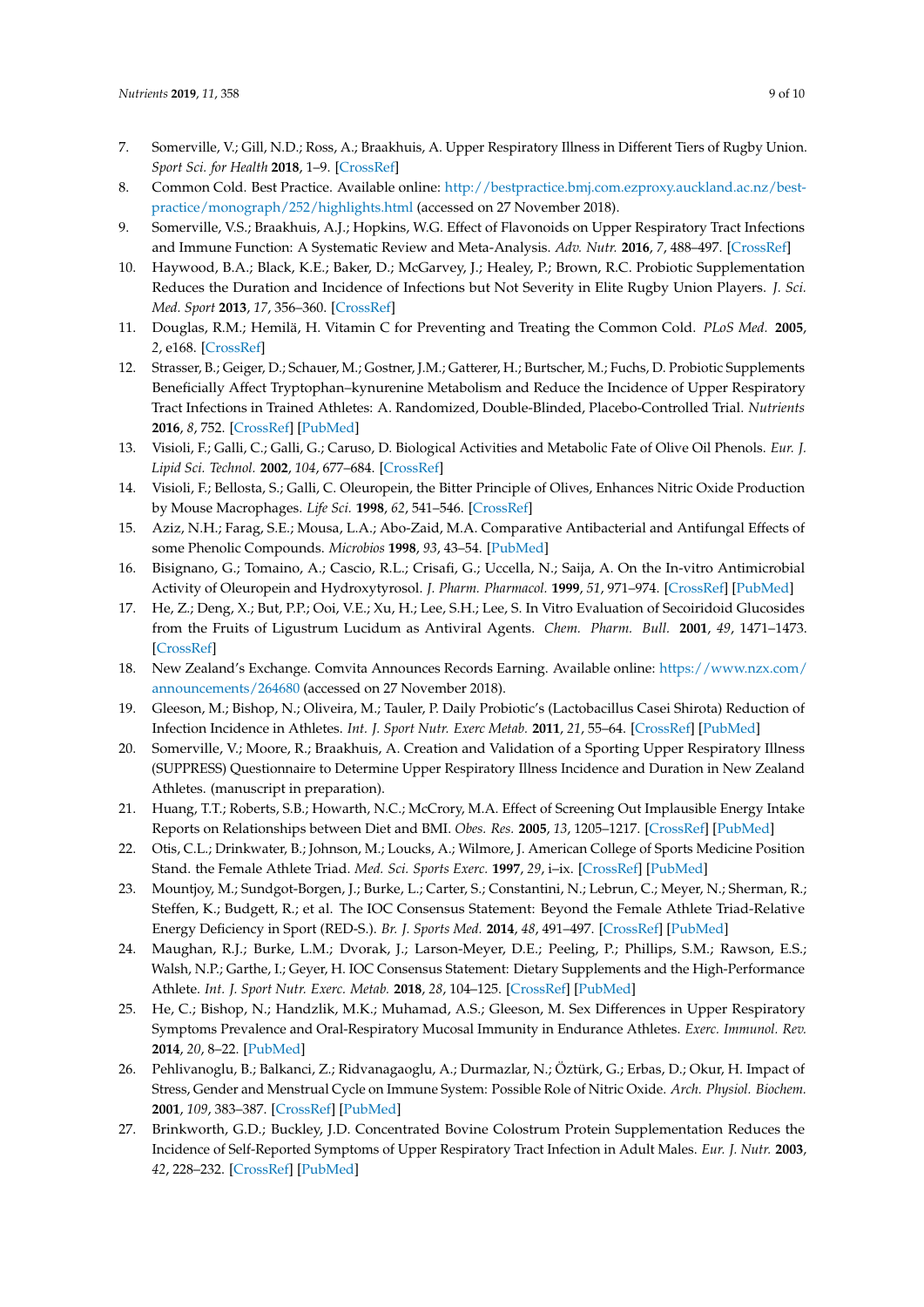7. Somerville, V.; Gill, N.D.; Ross, A.; Braakhuis, A. Upper Respiratory Illness in Different Tiers of Rugby Union. *Sport Sci. for Health* **2018**, 1–9. [CrossRef]
8. Common Cold. Best Practice. Available online: http://bestpractice.bmj.com.ezproxy.auckland.ac.nz/best-practice/monograph/252/highlights.html (accessed on 27 November 2018).
9. Somerville, V.S.; Braakhuis, A.J.; Hopkins, W.G. Effect of Flavonoids on Upper Respiratory Tract Infections and Immune Function: A Systematic Review and Meta-Analysis. *Adv. Nutr.* **2016**, *7*, 488–497. [CrossRef]
10. Haywood, B.A.; Black, K.E.; Baker, D.; McGarvey, J.; Healey, P.; Brown, R.C. Probiotic Supplementation Reduces the Duration and Incidence of Infections but Not Severity in Elite Rugby Union Players. *J. Sci. Med. Sport* **2013**, *17*, 356–360. [CrossRef]
11. Douglas, R.M.; Hemilä, H. Vitamin C for Preventing and Treating the Common Cold. *PLoS Med.* **2005**, *2*, e168. [CrossRef]
12. Strasser, B.; Geiger, D.; Schauer, M.; Gostner, J.M.; Gatterer, H.; Burtscher, M.; Fuchs, D. Probiotic Supplements Beneficially Affect Tryptophan–kynurenine Metabolism and Reduce the Incidence of Upper Respiratory Tract Infections in Trained Athletes: A. Randomized, Double-Blinded, Placebo-Controlled Trial. *Nutrients* **2016**, *8*, 752. [CrossRef] [PubMed]
13. Visioli, F.; Galli, C.; Galli, G.; Caruso, D. Biological Activities and Metabolic Fate of Olive Oil Phenols. *Eur. J. Lipid Sci. Technol.* **2002**, *104*, 677–684. [CrossRef]
14. Visioli, F.; Bellosta, S.; Galli, C. Oleuropein, the Bitter Principle of Olives, Enhances Nitric Oxide Production by Mouse Macrophages. *Life Sci.* **1998**, *62*, 541–546. [CrossRef]
15. Aziz, N.H.; Farag, S.E.; Mousa, L.A.; Abo-Zaid, M.A. Comparative Antibacterial and Antifungal Effects of some Phenolic Compounds. *Microbios* **1998**, *93*, 43–54. [PubMed]
16. Bisignano, G.; Tomaino, A.; Cascio, R.L.; Crisafi, G.; Uccella, N.; Saija, A. On the In-vitro Antimicrobial Activity of Oleuropein and Hydroxytyrosol. *J. Pharm. Pharmacol.* **1999**, *51*, 971–974. [CrossRef] [PubMed]
17. He, Z.; Deng, X.; But, P.P.; Ooi, V.E.; Xu, H.; Lee, S.H.; Lee, S. In Vitro Evaluation of Secoiridoid Glucosides from the Fruits of Ligustrum Lucidum as Antiviral Agents. *Chem. Pharm. Bull.* **2001**, *49*, 1471–1473. [CrossRef]
18. New Zealand's Exchange. Comvita Announces Records Earning. Available online: https://www.nzx.com/announcements/264680 (accessed on 27 November 2018).
19. Gleeson, M.; Bishop, N.; Oliveira, M.; Tauler, P. Daily Probiotic's (Lactobacillus Casei Shirota) Reduction of Infection Incidence in Athletes. *Int. J. Sport Nutr. Exerc Metab.* **2011**, *21*, 55–64. [CrossRef] [PubMed]
20. Somerville, V.; Moore, R.; Braakhuis, A. Creation and Validation of a Sporting Upper Respiratory Illness (SUPPRESS) Questionnaire to Determine Upper Respiratory Illness Incidence and Duration in New Zealand Athletes. (manuscript in preparation).
21. Huang, T.T.; Roberts, S.B.; Howarth, N.C.; McCrory, M.A. Effect of Screening Out Implausible Energy Intake Reports on Relationships between Diet and BMI. *Obes. Res.* **2005**, *13*, 1205–1217. [CrossRef] [PubMed]
22. Otis, C.L.; Drinkwater, B.; Johnson, M.; Loucks, A.; Wilmore, J. American College of Sports Medicine Position Stand. the Female Athlete Triad. *Med. Sci. Sports Exerc.* **1997**, *29*, i–ix. [CrossRef] [PubMed]
23. Mountjoy, M.; Sundgot-Borgen, J.; Burke, L.; Carter, S.; Constantini, N.; Lebrun, C.; Meyer, N.; Sherman, R.; Steffen, K.; Budgett, R.; et al. The IOC Consensus Statement: Beyond the Female Athlete Triad-Relative Energy Deficiency in Sport (RED-S.). *Br. J. Sports Med.* **2014**, *48*, 491–497. [CrossRef] [PubMed]
24. Maughan, R.J.; Burke, L.M.; Dvorak, J.; Larson-Meyer, D.E.; Peeling, P.; Phillips, S.M.; Rawson, E.S.; Walsh, N.P.; Garthe, I.; Geyer, H. IOC Consensus Statement: Dietary Supplements and the High-Performance Athlete. *Int. J. Sport Nutr. Exerc. Metab.* **2018**, *28*, 104–125. [CrossRef] [PubMed]
25. He, C.; Bishop, N.; Handzlik, M.K.; Muhamad, A.S.; Gleeson, M. Sex Differences in Upper Respiratory Symptoms Prevalence and Oral-Respiratory Mucosal Immunity in Endurance Athletes. *Exerc. Immunol. Rev.* **2014**, *20*, 8–22. [PubMed]
26. Pehlivanoglu, B.; Balkanci, Z.; Ridvanagaoglu, A.; Durmazlar, N.; Öztürk, G.; Erbas, D.; Okur, H. Impact of Stress, Gender and Menstrual Cycle on Immune System: Possible Role of Nitric Oxide. *Arch. Physiol. Biochem.* **2001**, *109*, 383–387. [CrossRef] [PubMed]
27. Brinkworth, G.D.; Buckley, J.D. Concentrated Bovine Colostrum Protein Supplementation Reduces the Incidence of Self-Reported Symptoms of Upper Respiratory Tract Infection in Adult Males. *Eur. J. Nutr.* **2003**, *42*, 228–232. [CrossRef] [PubMed]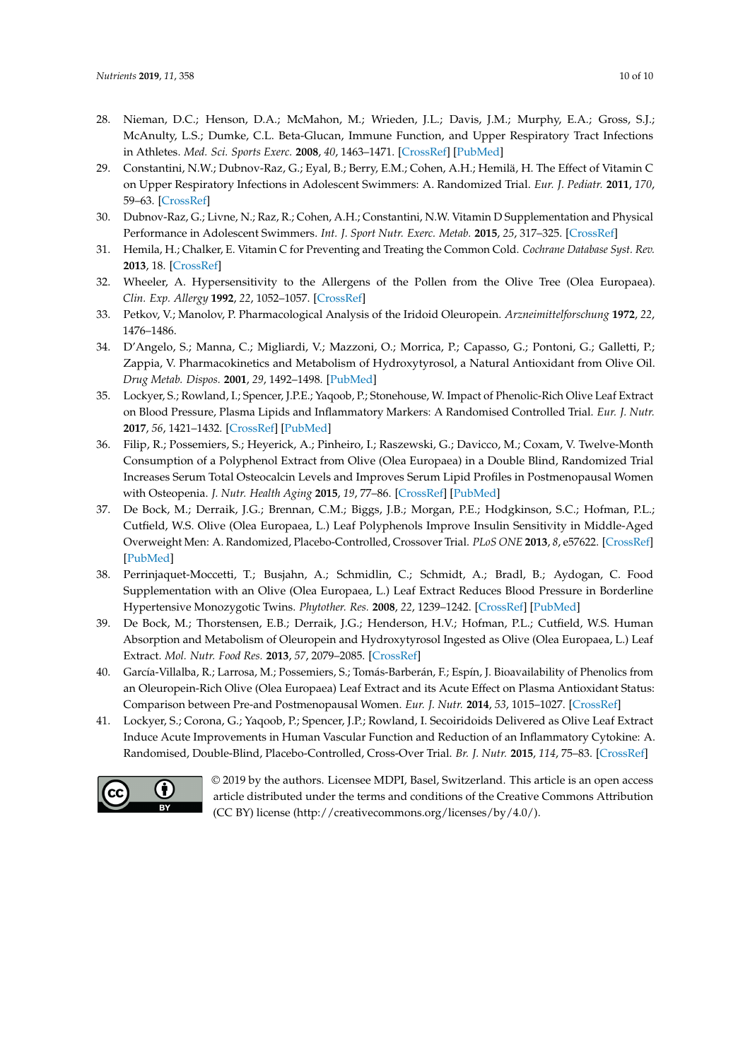28. Nieman, D.C.; Henson, D.A.; McMahon, M.; Wrieden, J.L.; Davis, J.M.; Murphy, E.A.; Gross, S.J.; McAnulty, L.S.; Dumke, C.L. Beta-Glucan, Immune Function, and Upper Respiratory Tract Infections in Athletes. *Med. Sci. Sports Exerc.* **2008**, *40*, 1463–1471. [CrossRef] [PubMed]
29. Constantini, N.W.; Dubnov-Raz, G.; Eyal, B.; Berry, E.M.; Cohen, A.H.; Hemilä, H. The Effect of Vitamin C on Upper Respiratory Infections in Adolescent Swimmers: A. Randomized Trial. *Eur. J. Pediatr.* **2011**, *170*, 59–63. [CrossRef]
30. Dubnov-Raz, G.; Livne, N.; Raz, R.; Cohen, A.H.; Constantini, N.W. Vitamin D Supplementation and Physical Performance in Adolescent Swimmers. *Int. J. Sport Nutr. Exerc. Metab.* **2015**, *25*, 317–325. [CrossRef]
31. Hemila, H.; Chalker, E. Vitamin C for Preventing and Treating the Common Cold. *Cochrane Database Syst. Rev.* **2013**, 18. [CrossRef]
32. Wheeler, A. Hypersensitivity to the Allergens of the Pollen from the Olive Tree (Olea Europaea). *Clin. Exp. Allergy* **1992**, *22*, 1052–1057. [CrossRef]
33. Petkov, V.; Manolov, P. Pharmacological Analysis of the Iridoid Oleuropein. *Arzneimittelforschung* **1972**, *22*, 1476–1486.
34. D'Angelo, S.; Manna, C.; Migliardi, V.; Mazzoni, O.; Morrica, P.; Capasso, G.; Pontoni, G.; Galletti, P.; Zappia, V. Pharmacokinetics and Metabolism of Hydroxytyrosol, a Natural Antioxidant from Olive Oil. *Drug Metab. Dispos.* **2001**, *29*, 1492–1498. [PubMed]
35. Lockyer, S.; Rowland, I.; Spencer, J.P.E.; Yaqoob, P.; Stonehouse, W. Impact of Phenolic-Rich Olive Leaf Extract on Blood Pressure, Plasma Lipids and Inflammatory Markers: A Randomised Controlled Trial. *Eur. J. Nutr.* **2017**, *56*, 1421–1432. [CrossRef] [PubMed]
36. Filip, R.; Possemiers, S.; Heyerick, A.; Pinheiro, I.; Raszewski, G.; Davicco, M.; Coxam, V. Twelve-Month Consumption of a Polyphenol Extract from Olive (Olea Europaea) in a Double Blind, Randomized Trial Increases Serum Total Osteocalcin Levels and Improves Serum Lipid Profiles in Postmenopausal Women with Osteopenia. *J. Nutr. Health Aging* **2015**, *19*, 77–86. [CrossRef] [PubMed]
37. De Bock, M.; Derraik, J.G.; Brennan, C.M.; Biggs, J.B.; Morgan, P.E.; Hodgkinson, S.C.; Hofman, P.L.; Cutfield, W.S. Olive (Olea Europaea, L.) Leaf Polyphenols Improve Insulin Sensitivity in Middle-Aged Overweight Men: A. Randomized, Placebo-Controlled, Crossover Trial. *PLoS ONE* **2013**, *8*, e57622. [CrossRef] [PubMed]
38. Perrinjaquet-Moccetti, T.; Busjahn, A.; Schmidlin, C.; Schmidt, A.; Bradl, B.; Aydogan, C. Food Supplementation with an Olive (Olea Europaea, L.) Leaf Extract Reduces Blood Pressure in Borderline Hypertensive Monozygotic Twins. *Phytother. Res.* **2008**, *22*, 1239–1242. [CrossRef] [PubMed]
39. De Bock, M.; Thorstensen, E.B.; Derraik, J.G.; Henderson, H.V.; Hofman, P.L.; Cutfield, W.S. Human Absorption and Metabolism of Oleuropein and Hydroxytyrosol Ingested as Olive (Olea Europaea, L.) Leaf Extract. *Mol. Nutr. Food Res.* **2013**, *57*, 2079–2085. [CrossRef]
40. García-Villalba, R.; Larrosa, M.; Possemiers, S.; Tomás-Barberán, F.; Espín, J. Bioavailability of Phenolics from an Oleuropein-Rich Olive (Olea Europaea) Leaf Extract and its Acute Effect on Plasma Antioxidant Status: Comparison between Pre-and Postmenopausal Women. *Eur. J. Nutr.* **2014**, *53*, 1015–1027. [CrossRef]
41. Lockyer, S.; Corona, G.; Yaqoob, P.; Spencer, J.P.; Rowland, I. Secoiridoids Delivered as Olive Leaf Extract Induce Acute Improvements in Human Vascular Function and Reduction of an Inflammatory Cytokine: A. Randomised, Double-Blind, Placebo-Controlled, Cross-Over Trial. *Br. J. Nutr.* **2015**, *114*, 75–83. [CrossRef]

© 2019 by the authors. Licensee MDPI, Basel, Switzerland. This article is an open access article distributed under the terms and conditions of the Creative Commons Attribution (CC BY) license (http://creativecommons.org/licenses/by/4.0/).